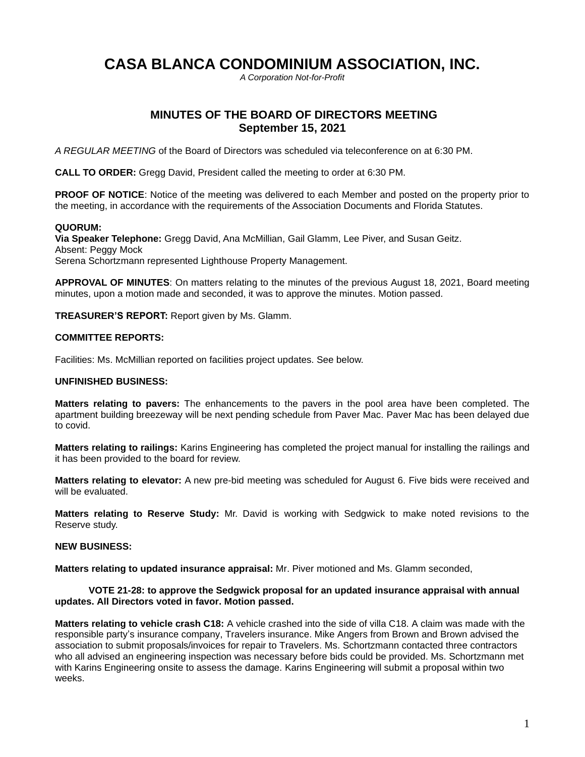# CASA BLANCA CONDOMINIUM ASSOCIATION, INC.

*A Corporation Not-for-Profit*

## MINUTES OF THE BOARD OF DIRECTORS MEETING
## September 15, 2021

*A REGULAR MEETING* of the Board of Directors was scheduled via teleconference on at 6:30 PM.

**CALL TO ORDER:** Gregg David, President called the meeting to order at 6:30 PM.

**PROOF OF NOTICE**: Notice of the meeting was delivered to each Member and posted on the property prior to the meeting, in accordance with the requirements of the Association Documents and Florida Statutes.

**QUORUM:**
**Via Speaker Telephone:** Gregg David, Ana McMillian, Gail Glamm, Lee Piver, and Susan Geitz.
Absent: Peggy Mock
Serena Schortzmann represented Lighthouse Property Management.

**APPROVAL OF MINUTES**: On matters relating to the minutes of the previous August 18, 2021, Board meeting minutes, upon a motion made and seconded, it was to approve the minutes. Motion passed.

**TREASURER'S REPORT:** Report given by Ms. Glamm.

**COMMITTEE REPORTS:**

Facilities: Ms. McMillian reported on facilities project updates. See below.

**UNFINISHED BUSINESS:**

**Matters relating to pavers:** The enhancements to the pavers in the pool area have been completed. The apartment building breezeway will be next pending schedule from Paver Mac. Paver Mac has been delayed due to covid.

**Matters relating to railings:** Karins Engineering has completed the project manual for installing the railings and it has been provided to the board for review.

**Matters relating to elevator:** A new pre-bid meeting was scheduled for August 6. Five bids were received and will be evaluated.

**Matters relating to Reserve Study:** Mr. David is working with Sedgwick to make noted revisions to the Reserve study.

**NEW BUSINESS:**

**Matters relating to updated insurance appraisal:** Mr. Piver motioned and Ms. Glamm seconded,

**VOTE 21-28: to approve the Sedgwick proposal for an updated insurance appraisal with annual updates. All Directors voted in favor. Motion passed.**

**Matters relating to vehicle crash C18:** A vehicle crashed into the side of villa C18. A claim was made with the responsible party's insurance company, Travelers insurance. Mike Angers from Brown and Brown advised the association to submit proposals/invoices for repair to Travelers. Ms. Schortzmann contacted three contractors who all advised an engineering inspection was necessary before bids could be provided. Ms. Schortzmann met with Karins Engineering onsite to assess the damage. Karins Engineering will submit a proposal within two weeks.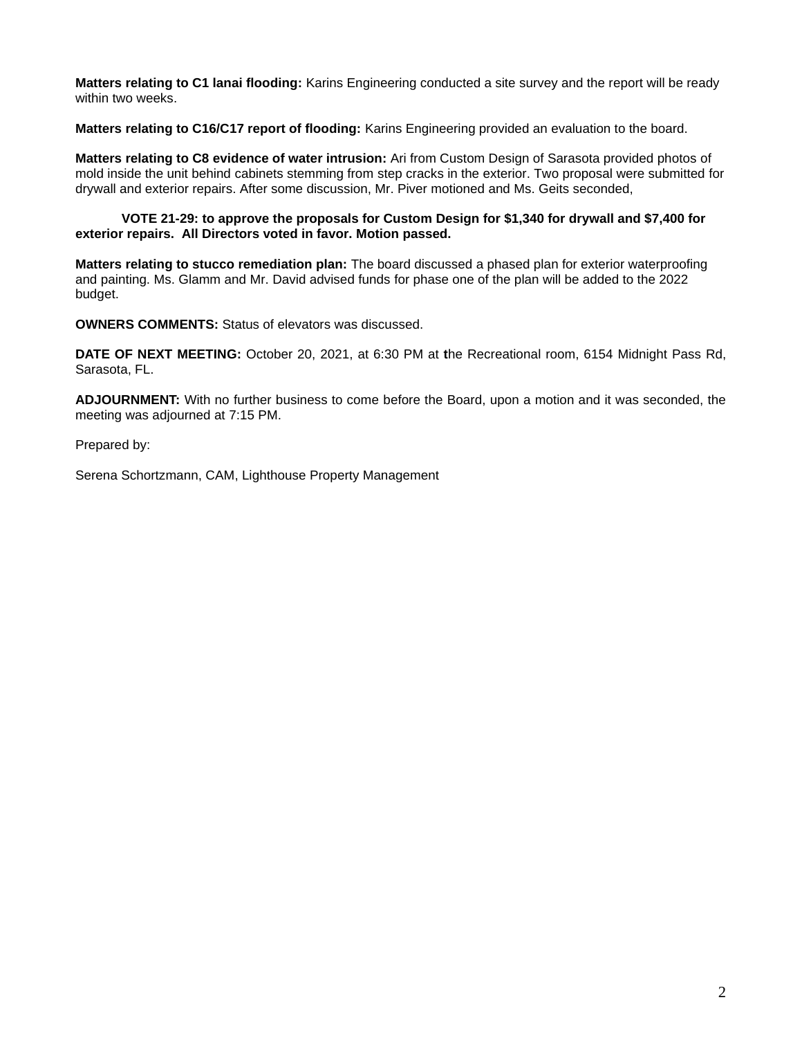**Matters relating to C1 lanai flooding:** Karins Engineering conducted a site survey and the report will be ready within two weeks.

**Matters relating to C16/C17 report of flooding:** Karins Engineering provided an evaluation to the board.

**Matters relating to C8 evidence of water intrusion:** Ari from Custom Design of Sarasota provided photos of mold inside the unit behind cabinets stemming from step cracks in the exterior. Two proposal were submitted for drywall and exterior repairs. After some discussion, Mr. Piver motioned and Ms. Geits seconded,

**VOTE 21-29: to approve the proposals for Custom Design for $1,340 for drywall and $7,400 for exterior repairs. All Directors voted in favor. Motion passed.**

**Matters relating to stucco remediation plan:** The board discussed a phased plan for exterior waterproofing and painting. Ms. Glamm and Mr. David advised funds for phase one of the plan will be added to the 2022 budget.

**OWNERS COMMENTS:** Status of elevators was discussed.

**DATE OF NEXT MEETING:** October 20, 2021, at 6:30 PM at the Recreational room, 6154 Midnight Pass Rd, Sarasota, FL.

**ADJOURNMENT:** With no further business to come before the Board, upon a motion and it was seconded, the meeting was adjourned at 7:15 PM.

Prepared by:

Serena Schortzmann, CAM, Lighthouse Property Management